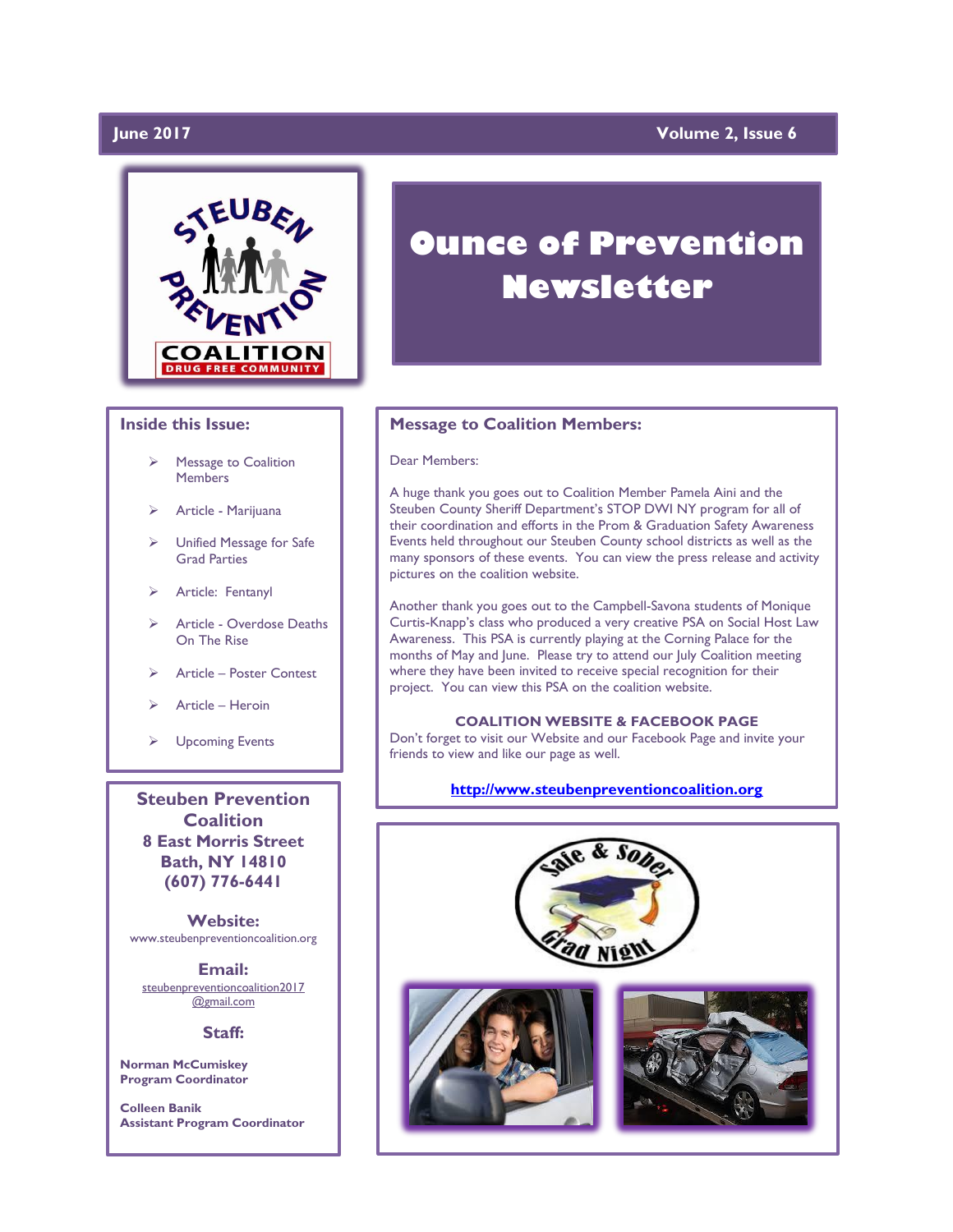June 2017 Volume 2, Issue 6

# Ounce of Prevention Newsletter

## Inside this Issue:

- Message to Coalition Members
- Article - Marijuana
- Unified Message for Safe Grad Parties
- Article: Fentanyl
- Article - Overdose Deaths On The Rise
- Article – Poster Contest
- Article – Heroin
- Upcoming Events

**Steuben Prevention Coalition**
**8 East Morris Street**
**Bath, NY 14810**
**(607) 776-6441**

**Website:**
www.steubenpreventioncoalition.org

**Email:**
steubenpreventioncoalition2017@gmail.com

**Staff:**

**Norman McCumiskey**
**Program Coordinator**

**Colleen Banik**
**Assistant Program Coordinator**

## Message to Coalition Members:

Dear Members:

A huge thank you goes out to Coalition Member Pamela Aini and the Steuben County Sheriff Department's STOP DWI NY program for all of their coordination and efforts in the Prom & Graduation Safety Awareness Events held throughout our Steuben County school districts as well as the many sponsors of these events. You can view the press release and activity pictures on the coalition website.

Another thank you goes out to the Campbell-Savona students of Monique Curtis-Knapp's class who produced a very creative PSA on Social Host Law Awareness. This PSA is currently playing at the Corning Palace for the months of May and June. Please try to attend our July Coalition meeting where they have been invited to receive special recognition for their project. You can view this PSA on the coalition website.

**COALITION WEBSITE & FACEBOOK PAGE**

Don't forget to visit our Website and our Facebook Page and invite your friends to view and like our page as well.

**http://www.steubenpreventioncoalition.org**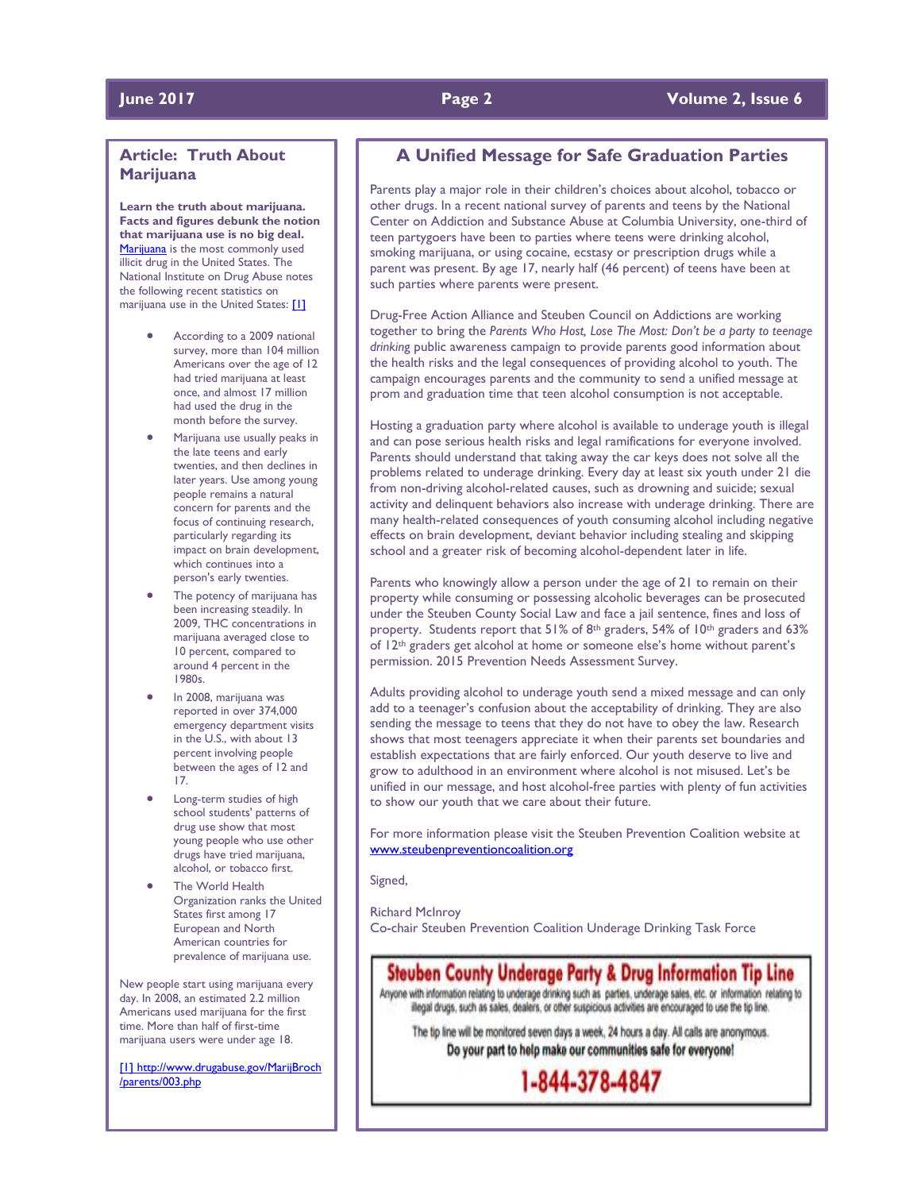## Article: Truth About Marijuana

**Learn the truth about marijuana. Facts and figures debunk the notion that marijuana use is no big deal.** Marijuana is the most commonly used illicit drug in the United States. The National Institute on Drug Abuse notes the following recent statistics on marijuana use in the United States: [1]

- According to a 2009 national survey, more than 104 million Americans over the age of 12 had tried marijuana at least once, and almost 17 million had used the drug in the month before the survey.
- Marijuana use usually peaks in the late teens and early twenties, and then declines in later years. Use among young people remains a natural concern for parents and the focus of continuing research, particularly regarding its impact on brain development, which continues into a person's early twenties.
- The potency of marijuana has been increasing steadily. In 2009, THC concentrations in marijuana averaged close to 10 percent, compared to around 4 percent in the 1980s.
- In 2008, marijuana was reported in over 374,000 emergency department visits in the U.S., with about 13 percent involving people between the ages of 12 and 17.
- Long-term studies of high school students' patterns of drug use show that most young people who use other drugs have tried marijuana, alcohol, or tobacco first.
- The World Health Organization ranks the United States first among 17 European and North American countries for prevalence of marijuana use.

New people start using marijuana every day. In 2008, an estimated 2.2 million Americans used marijuana for the first time. More than half of first-time marijuana users were under age 18.

[1] http://www.drugabuse.gov/MarijBroch/parents/003.php

## A Unified Message for Safe Graduation Parties

Parents play a major role in their children's choices about alcohol, tobacco or other drugs. In a recent national survey of parents and teens by the National Center on Addiction and Substance Abuse at Columbia University, one-third of teen partygoers have been to parties where teens were drinking alcohol, smoking marijuana, or using cocaine, ecstasy or prescription drugs while a parent was present. By age 17, nearly half (46 percent) of teens have been at such parties where parents were present.

Drug-Free Action Alliance and Steuben Council on Addictions are working together to bring the *Parents Who Host, Lose The Most: Don't be a party to teenage drinking* public awareness campaign to provide parents good information about the health risks and the legal consequences of providing alcohol to youth. The campaign encourages parents and the community to send a unified message at prom and graduation time that teen alcohol consumption is not acceptable.

Hosting a graduation party where alcohol is available to underage youth is illegal and can pose serious health risks and legal ramifications for everyone involved. Parents should understand that taking away the car keys does not solve all the problems related to underage drinking. Every day at least six youth under 21 die from non-driving alcohol-related causes, such as drowning and suicide; sexual activity and delinquent behaviors also increase with underage drinking. There are many health-related consequences of youth consuming alcohol including negative effects on brain development, deviant behavior including stealing and skipping school and a greater risk of becoming alcohol-dependent later in life.

Parents who knowingly allow a person under the age of 21 to remain on their property while consuming or possessing alcoholic beverages can be prosecuted under the Steuben County Social Law and face a jail sentence, fines and loss of property. Students report that 51% of 8th graders, 54% of 10th graders and 63% of 12th graders get alcohol at home or someone else's home without parent's permission. 2015 Prevention Needs Assessment Survey.

Adults providing alcohol to underage youth send a mixed message and can only add to a teenager's confusion about the acceptability of drinking. They are also sending the message to teens that they do not have to obey the law. Research shows that most teenagers appreciate it when their parents set boundaries and establish expectations that are fairly enforced. Our youth deserve to live and grow to adulthood in an environment where alcohol is not misused. Let's be unified in our message, and host alcohol-free parties with plenty of fun activities to show our youth that we care about their future.

For more information please visit the Steuben Prevention Coalition website at www.steubenpreventioncoalition.org

Signed,

Richard McInroy
Co-chair Steuben Prevention Coalition Underage Drinking Task Force

### Steuben County Underage Party & Drug Information Tip Line

Anyone with information relating to underage drinking such as parties, underage sales, etc. or information relating to illegal drugs, such as sales, dealers, or other suspicious activities are encouraged to use the tip line.

The tip line will be monitored seven days a week, 24 hours a day. All calls are anonymous.

**Do your part to help make our communities safe for everyone!**

**1-844-378-4847**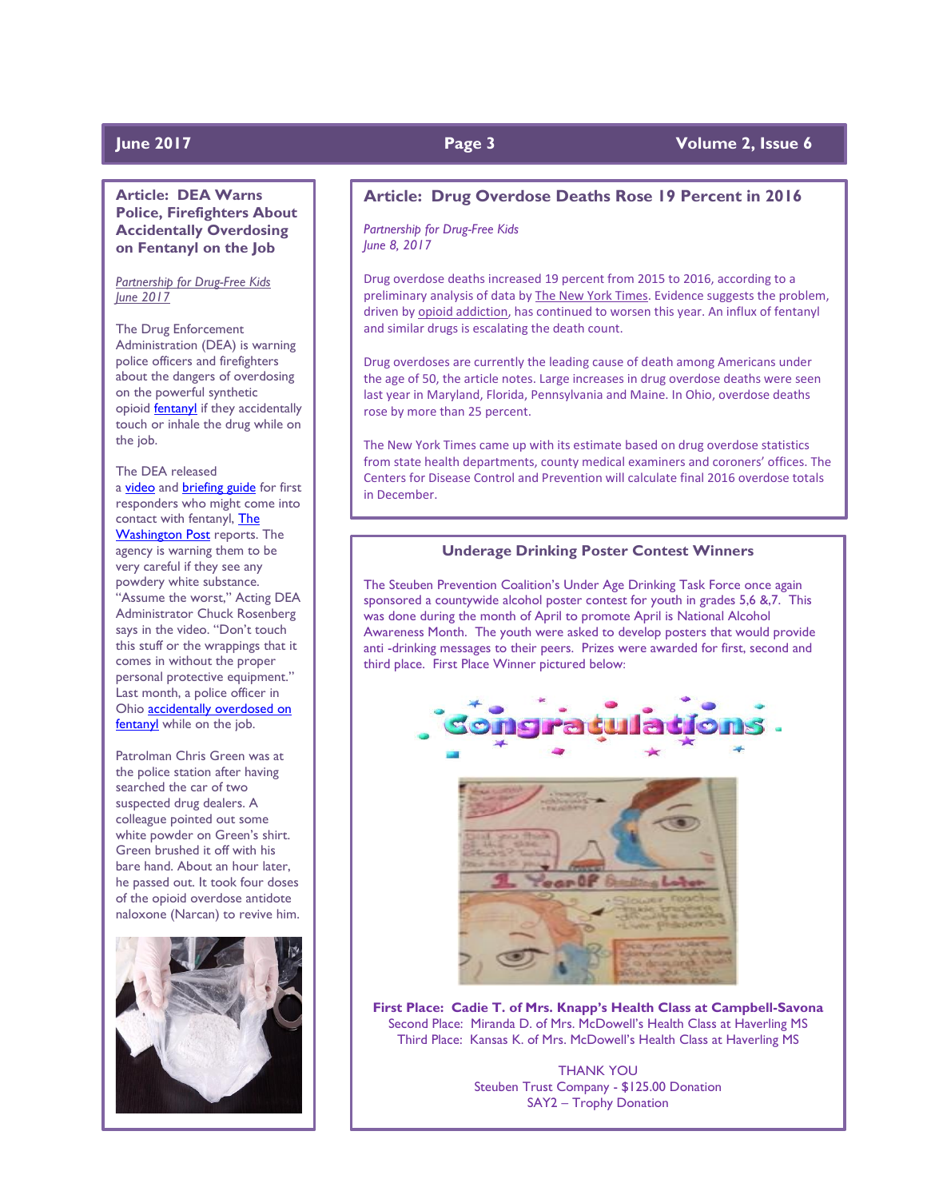## Article: DEA Warns Police, Firefighters About Accidentally Overdosing on Fentanyl on the Job

*Partnership for Drug-Free Kids*
*June 2017*

The Drug Enforcement Administration (DEA) is warning police officers and firefighters about the dangers of overdosing on the powerful synthetic opioid fentanyl if they accidentally touch or inhale the drug while on the job.

The DEA released a video and briefing guide for first responders who might come into contact with fentanyl, The Washington Post reports. The agency is warning them to be very careful if they see any powdery white substance. "Assume the worst," Acting DEA Administrator Chuck Rosenberg says in the video. "Don't touch this stuff or the wrappings that it comes in without the proper personal protective equipment." Last month, a police officer in Ohio accidentally overdosed on fentanyl while on the job.

Patrolman Chris Green was at the police station after having searched the car of two suspected drug dealers. A colleague pointed out some white powder on Green's shirt. Green brushed it off with his bare hand. About an hour later, he passed out. It took four doses of the opioid overdose antidote naloxone (Narcan) to revive him.

## Article: Drug Overdose Deaths Rose 19 Percent in 2016

*Partnership for Drug-Free Kids*
*June 8, 2017*

Drug overdose deaths increased 19 percent from 2015 to 2016, according to a preliminary analysis of data by The New York Times. Evidence suggests the problem, driven by opioid addiction, has continued to worsen this year. An influx of fentanyl and similar drugs is escalating the death count.

Drug overdoses are currently the leading cause of death among Americans under the age of 50, the article notes. Large increases in drug overdose deaths were seen last year in Maryland, Florida, Pennsylvania and Maine. In Ohio, overdose deaths rose by more than 25 percent.

The New York Times came up with its estimate based on drug overdose statistics from state health departments, county medical examiners and coroners' offices. The Centers for Disease Control and Prevention will calculate final 2016 overdose totals in December.

## Underage Drinking Poster Contest Winners

The Steuben Prevention Coalition's Under Age Drinking Task Force once again sponsored a countywide alcohol poster contest for youth in grades 5,6 &,7. This was done during the month of April to promote April is National Alcohol Awareness Month. The youth were asked to develop posters that would provide anti -drinking messages to their peers. Prizes were awarded for first, second and third place. First Place Winner pictured below:

**First Place: Cadie T. of Mrs. Knapp's Health Class at Campbell-Savona**
Second Place: Miranda D. of Mrs. McDowell's Health Class at Haverling MS
Third Place: Kansas K. of Mrs. McDowell's Health Class at Haverling MS

THANK YOU
Steuben Trust Company - $125.00 Donation
SAY2 – Trophy Donation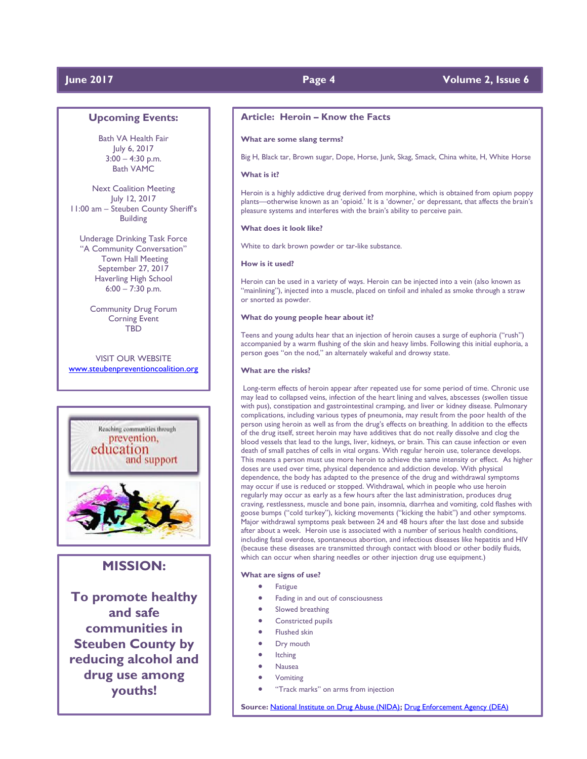## Upcoming Events:

Bath VA Health Fair
July 6, 2017
3:00 – 4:30 p.m.
Bath VAMC

Next Coalition Meeting
July 12, 2017
11:00 am – Steuben County Sheriff's Building

Underage Drinking Task Force
"A Community Conversation"
Town Hall Meeting
September 27, 2017
Haverling High School
6:00 – 7:30 p.m.

Community Drug Forum
Corning Event
TBD

VISIT OUR WEBSITE
www.steubenpreventioncoalition.org

Reaching communities through prevention, education and support

## MISSION:

**To promote healthy and safe communities in Steuben County by reducing alcohol and drug use among youths!**

## Article: Heroin – Know the Facts

**What are some slang terms?**

Big H, Black tar, Brown sugar, Dope, Horse, Junk, Skag, Smack, China white, H, White Horse

**What is it?**

Heroin is a highly addictive drug derived from morphine, which is obtained from opium poppy plants—otherwise known as an 'opioid.' It is a 'downer,' or depressant, that affects the brain's pleasure systems and interferes with the brain's ability to perceive pain.

**What does it look like?**

White to dark brown powder or tar-like substance.

**How is it used?**

Heroin can be used in a variety of ways. Heroin can be injected into a vein (also known as "mainlining"), injected into a muscle, placed on tinfoil and inhaled as smoke through a straw or snorted as powder.

**What do young people hear about it?**

Teens and young adults hear that an injection of heroin causes a surge of euphoria ("rush") accompanied by a warm flushing of the skin and heavy limbs. Following this initial euphoria, a person goes "on the nod," an alternately wakeful and drowsy state.

**What are the risks?**

Long-term effects of heroin appear after repeated use for some period of time. Chronic use may lead to collapsed veins, infection of the heart lining and valves, abscesses (swollen tissue with pus), constipation and gastrointestinal cramping, and liver or kidney disease. Pulmonary complications, including various types of pneumonia, may result from the poor health of the person using heroin as well as from the drug's effects on breathing. In addition to the effects of the drug itself, street heroin may have additives that do not really dissolve and clog the blood vessels that lead to the lungs, liver, kidneys, or brain. This can cause infection or even death of small patches of cells in vital organs. With regular heroin use, tolerance develops. This means a person must use more heroin to achieve the same intensity or effect. As higher doses are used over time, physical dependence and addiction develop. With physical dependence, the body has adapted to the presence of the drug and withdrawal symptoms may occur if use is reduced or stopped. Withdrawal, which in people who use heroin regularly may occur as early as a few hours after the last administration, produces drug craving, restlessness, muscle and bone pain, insomnia, diarrhea and vomiting, cold flashes with goose bumps ("cold turkey"), kicking movements ("kicking the habit") and other symptoms. Major withdrawal symptoms peak between 24 and 48 hours after the last dose and subside after about a week. Heroin use is associated with a number of serious health conditions, including fatal overdose, spontaneous abortion, and infectious diseases like hepatitis and HIV (because these diseases are transmitted through contact with blood or other bodily fluids, which can occur when sharing needles or other injection drug use equipment.)

**What are signs of use?**

- Fatigue
- Fading in and out of consciousness
- Slowed breathing
- Constricted pupils
- Flushed skin
- Dry mouth
- Itching
- Nausea
- Vomiting
- "Track marks" on arms from injection

**Source:** National Institute on Drug Abuse (NIDA); Drug Enforcement Agency (DEA)